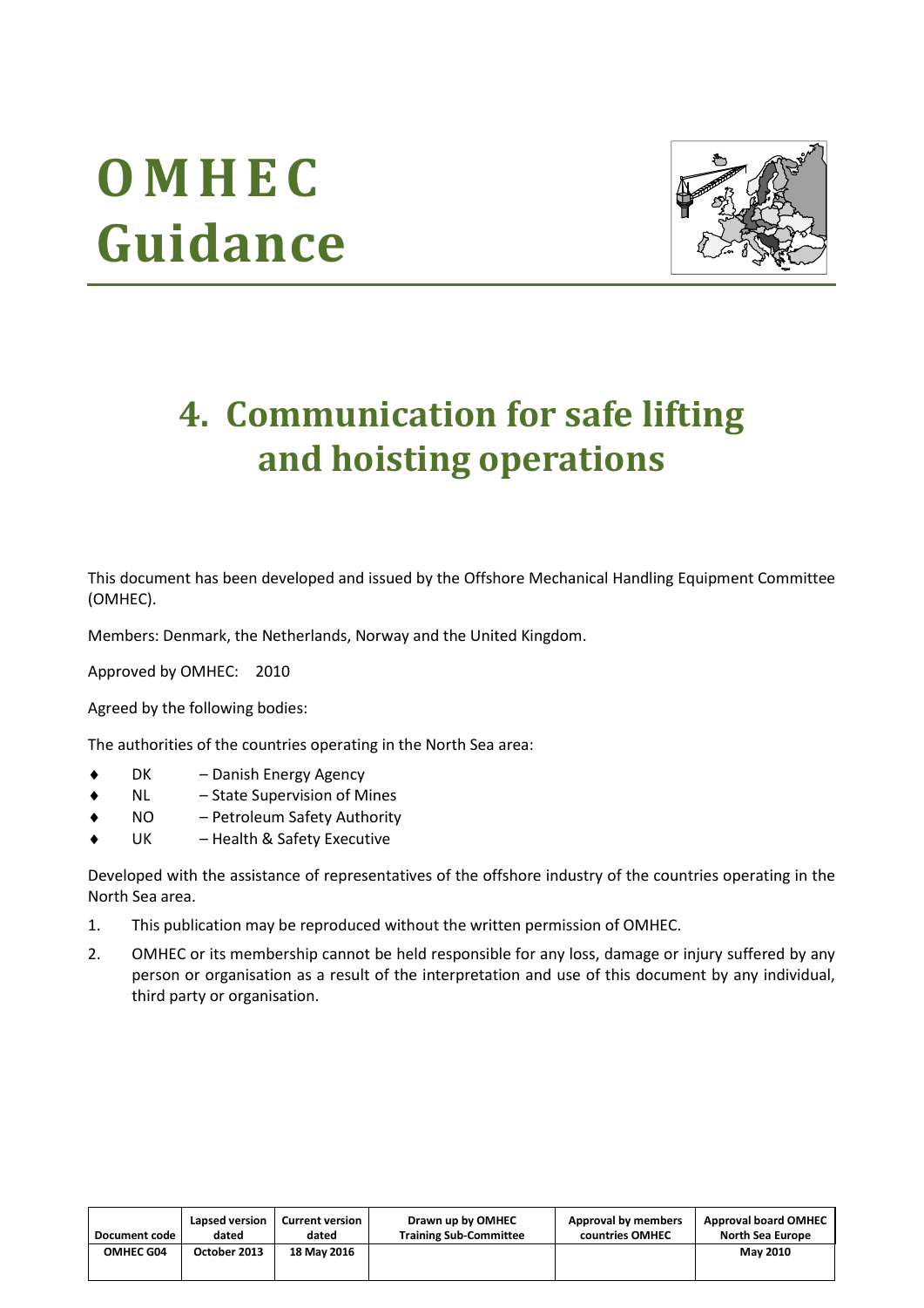# OMHEC Guidance

## 4. Communication for safe lifting and hoisting operations

This document has been developed and issued by the Offshore Mechanical Handling Equipment Committee (OMHEC).

Members: Denmark, the Netherlands, Norway and the United Kingdom.

Approved by OMHEC: 2010

Agreed by the following bodies:

The authorities of the countries operating in the North Sea area:

- DK – Danish Energy Agency
- NL – State Supervision of Mines
- NO – Petroleum Safety Authority
- UK – Health & Safety Executive

Developed with the assistance of representatives of the offshore industry of the countries operating in the North Sea area.

1. This publication may be reproduced without the written permission of OMHEC.
2. OMHEC or its membership cannot be held responsible for any loss, damage or injury suffered by any person or organisation as a result of the interpretation and use of this document by any individual, third party or organisation.

| Document code | Lapsed version dated | Current version dated | Drawn up by OMHEC Training Sub-Committee | Approval by members countries OMHEC | Approval board OMHEC North Sea Europe |
|---|---|---|---|---|---|
| OMHEC G04 | October 2013 | 18 May 2016 | | | May 2010 |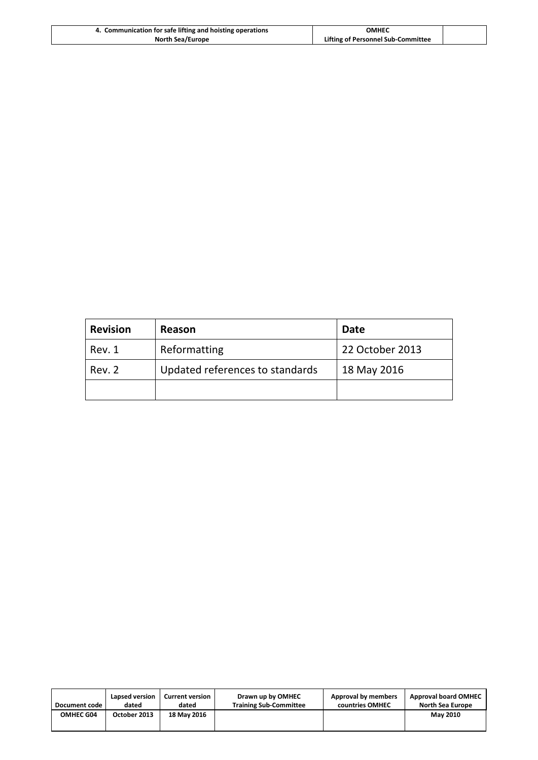| Revision | Reason | Date |
|---|---|---|
| Rev. 1 | Reformatting | 22 October 2013 |
| Rev. 2 | Updated references to standards | 18 May 2016 |
| | | |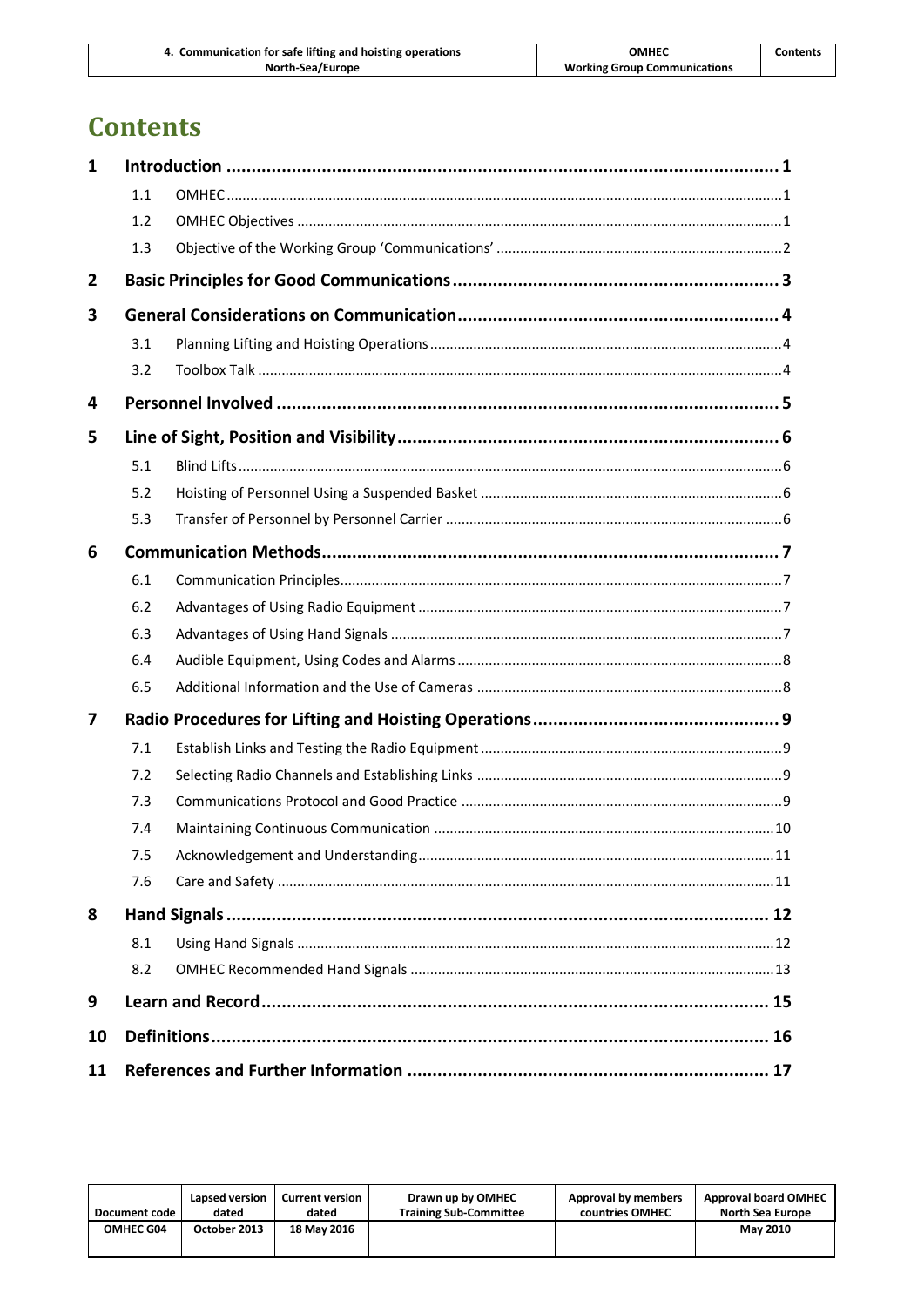# Contents

| | | | |
|---|---|---|---|
| **1** | **Introduction** | | **1** |
| | 1.1 | OMHEC | 1 |
| | 1.2 | OMHEC Objectives | 1 |
| | 1.3 | Objective of the Working Group 'Communications' | 2 |
| **2** | **Basic Principles for Good Communications** | | **3** |
| **3** | **General Considerations on Communication** | | **4** |
| | 3.1 | Planning Lifting and Hoisting Operations | 4 |
| | 3.2 | Toolbox Talk | 4 |
| **4** | **Personnel Involved** | | **5** |
| **5** | **Line of Sight, Position and Visibility** | | **6** |
| | 5.1 | Blind Lifts | 6 |
| | 5.2 | Hoisting of Personnel Using a Suspended Basket | 6 |
| | 5.3 | Transfer of Personnel by Personnel Carrier | 6 |
| **6** | **Communication Methods** | | **7** |
| | 6.1 | Communication Principles | 7 |
| | 6.2 | Advantages of Using Radio Equipment | 7 |
| | 6.3 | Advantages of Using Hand Signals | 7 |
| | 6.4 | Audible Equipment, Using Codes and Alarms | 8 |
| | 6.5 | Additional Information and the Use of Cameras | 8 |
| **7** | **Radio Procedures for Lifting and Hoisting Operations** | | **9** |
| | 7.1 | Establish Links and Testing the Radio Equipment | 9 |
| | 7.2 | Selecting Radio Channels and Establishing Links | 9 |
| | 7.3 | Communications Protocol and Good Practice | 9 |
| | 7.4 | Maintaining Continuous Communication | 10 |
| | 7.5 | Acknowledgement and Understanding | 11 |
| | 7.6 | Care and Safety | 11 |
| **8** | **Hand Signals** | | **12** |
| | 8.1 | Using Hand Signals | 12 |
| | 8.2 | OMHEC Recommended Hand Signals | 13 |
| **9** | **Learn and Record** | | **15** |
| **10** | **Definitions** | | **16** |
| **11** | **References and Further Information** | | **17** |

| Document code | Lapsed version dated | Current version dated | Drawn up by OMHEC Training Sub-Committee | Approval by members countries OMHEC | Approval board OMHEC North Sea Europe |
|---|---|---|---|---|---|
| OMHEC G04 | October 2013 | 18 May 2016 | | | May 2010 |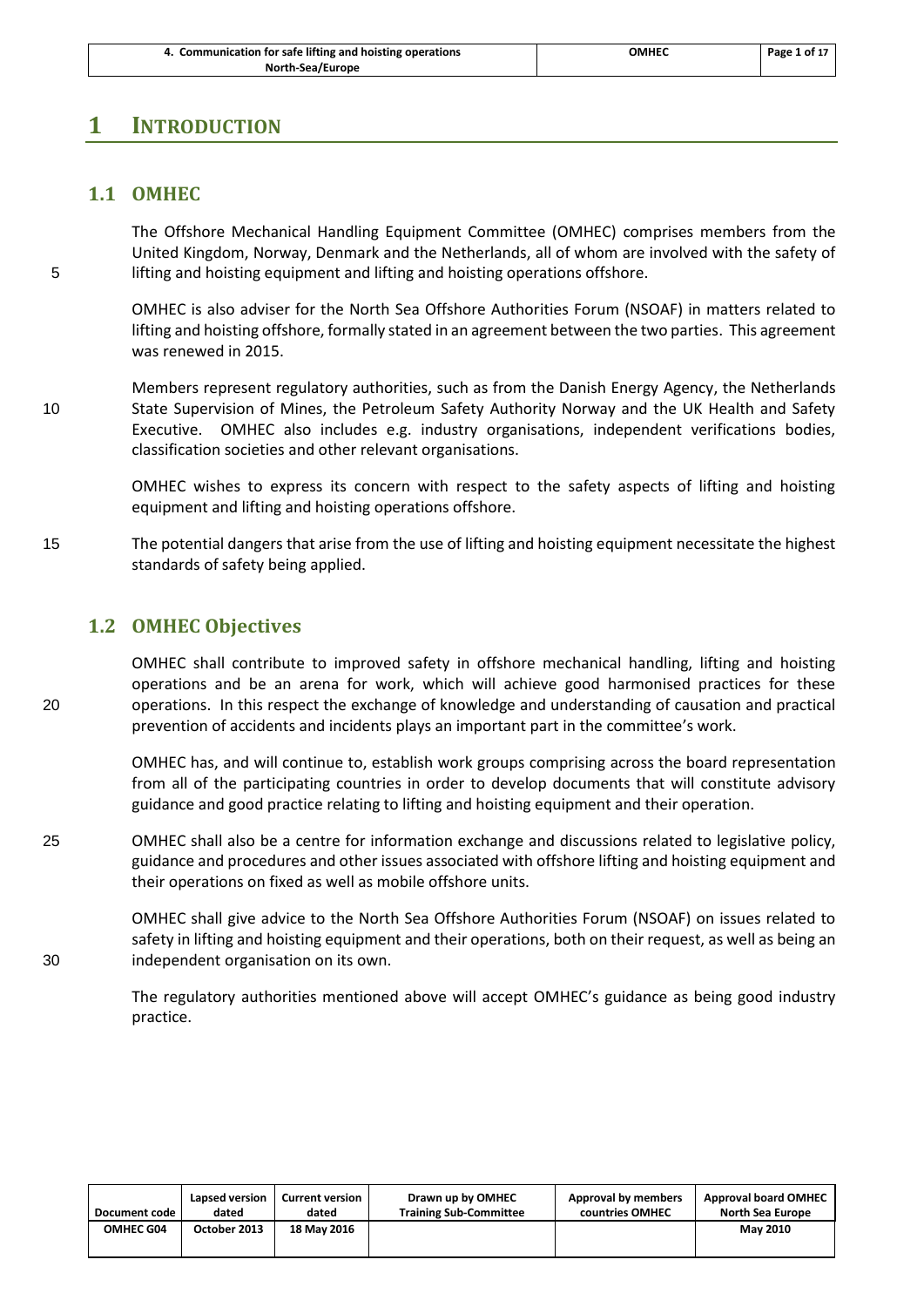# 1 INTRODUCTION

## 1.1 OMHEC

The Offshore Mechanical Handling Equipment Committee (OMHEC) comprises members from the United Kingdom, Norway, Denmark and the Netherlands, all of whom are involved with the safety of lifting and hoisting equipment and lifting and hoisting operations offshore.

OMHEC is also adviser for the North Sea Offshore Authorities Forum (NSOAF) in matters related to lifting and hoisting offshore, formally stated in an agreement between the two parties. This agreement was renewed in 2015.

Members represent regulatory authorities, such as from the Danish Energy Agency, the Netherlands State Supervision of Mines, the Petroleum Safety Authority Norway and the UK Health and Safety Executive. OMHEC also includes e.g. industry organisations, independent verifications bodies, classification societies and other relevant organisations.

OMHEC wishes to express its concern with respect to the safety aspects of lifting and hoisting equipment and lifting and hoisting operations offshore.

The potential dangers that arise from the use of lifting and hoisting equipment necessitate the highest standards of safety being applied.

## 1.2 OMHEC Objectives

OMHEC shall contribute to improved safety in offshore mechanical handling, lifting and hoisting operations and be an arena for work, which will achieve good harmonised practices for these operations. In this respect the exchange of knowledge and understanding of causation and practical prevention of accidents and incidents plays an important part in the committee's work.

OMHEC has, and will continue to, establish work groups comprising across the board representation from all of the participating countries in order to develop documents that will constitute advisory guidance and good practice relating to lifting and hoisting equipment and their operation.

OMHEC shall also be a centre for information exchange and discussions related to legislative policy, guidance and procedures and other issues associated with offshore lifting and hoisting equipment and their operations on fixed as well as mobile offshore units.

OMHEC shall give advice to the North Sea Offshore Authorities Forum (NSOAF) on issues related to safety in lifting and hoisting equipment and their operations, both on their request, as well as being an independent organisation on its own.

The regulatory authorities mentioned above will accept OMHEC's guidance as being good industry practice.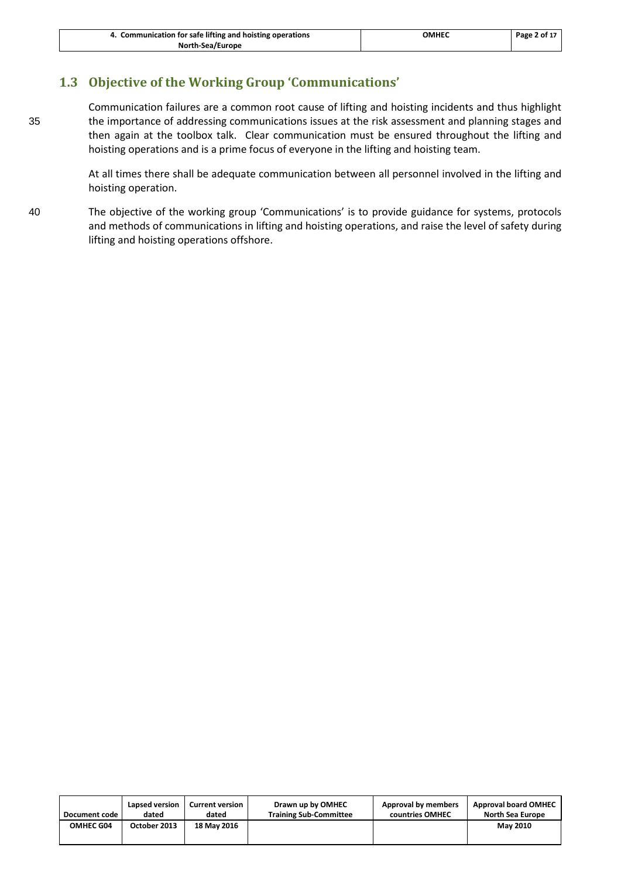## 1.3 Objective of the Working Group 'Communications'

Communication failures are a common root cause of lifting and hoisting incidents and thus highlight the importance of addressing communications issues at the risk assessment and planning stages and then again at the toolbox talk. Clear communication must be ensured throughout the lifting and hoisting operations and is a prime focus of everyone in the lifting and hoisting team.

At all times there shall be adequate communication between all personnel involved in the lifting and hoisting operation.

The objective of the working group 'Communications' is to provide guidance for systems, protocols and methods of communications in lifting and hoisting operations, and raise the level of safety during lifting and hoisting operations offshore.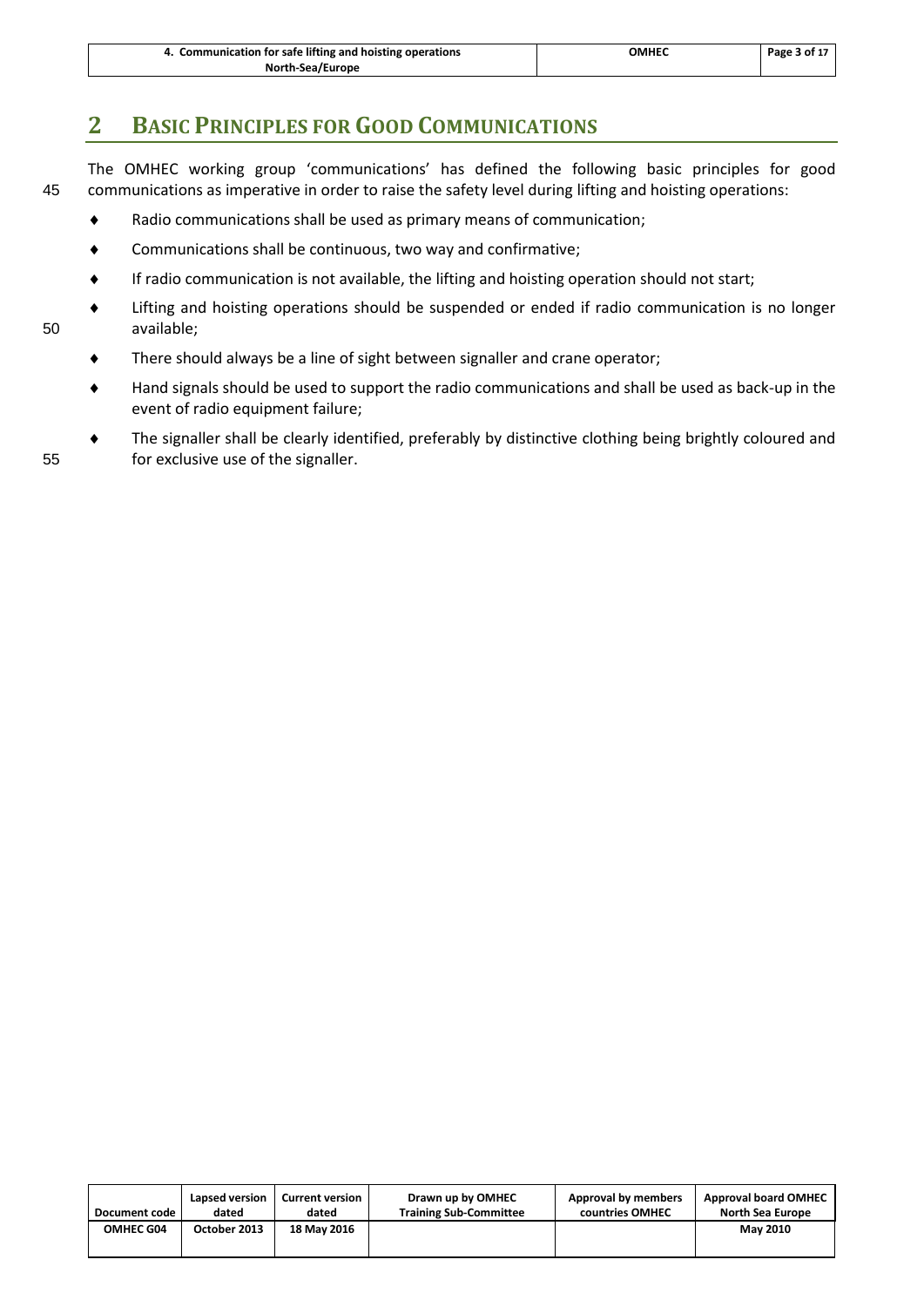## 2 BASIC PRINCIPLES FOR GOOD COMMUNICATIONS

The OMHEC working group 'communications' has defined the following basic principles for good communications as imperative in order to raise the safety level during lifting and hoisting operations:

- Radio communications shall be used as primary means of communication;
- Communications shall be continuous, two way and confirmative;
- If radio communication is not available, the lifting and hoisting operation should not start;
- Lifting and hoisting operations should be suspended or ended if radio communication is no longer available;
- There should always be a line of sight between signaller and crane operator;
- Hand signals should be used to support the radio communications and shall be used as back-up in the event of radio equipment failure;
- The signaller shall be clearly identified, preferably by distinctive clothing being brightly coloured and for exclusive use of the signaller.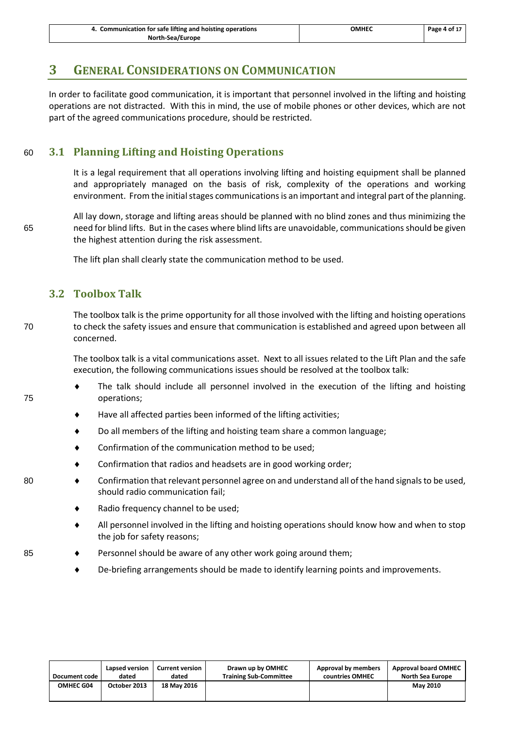# 3 GENERAL CONSIDERATIONS ON COMMUNICATION

In order to facilitate good communication, it is important that personnel involved in the lifting and hoisting operations are not distracted. With this in mind, the use of mobile phones or other devices, which are not part of the agreed communications procedure, should be restricted.

## 3.1 Planning Lifting and Hoisting Operations

It is a legal requirement that all operations involving lifting and hoisting equipment shall be planned and appropriately managed on the basis of risk, complexity of the operations and working environment. From the initial stages communications is an important and integral part of the planning.

All lay down, storage and lifting areas should be planned with no blind zones and thus minimizing the need for blind lifts. But in the cases where blind lifts are unavoidable, communications should be given the highest attention during the risk assessment.

The lift plan shall clearly state the communication method to be used.

## 3.2 Toolbox Talk

The toolbox talk is the prime opportunity for all those involved with the lifting and hoisting operations to check the safety issues and ensure that communication is established and agreed upon between all concerned.

The toolbox talk is a vital communications asset. Next to all issues related to the Lift Plan and the safe execution, the following communications issues should be resolved at the toolbox talk:

- The talk should include all personnel involved in the execution of the lifting and hoisting operations;
- Have all affected parties been informed of the lifting activities;
- Do all members of the lifting and hoisting team share a common language;
- Confirmation of the communication method to be used;
- Confirmation that radios and headsets are in good working order;
- Confirmation that relevant personnel agree on and understand all of the hand signals to be used, should radio communication fail;
- Radio frequency channel to be used;
- All personnel involved in the lifting and hoisting operations should know how and when to stop the job for safety reasons;
- Personnel should be aware of any other work going around them;
- De-briefing arrangements should be made to identify learning points and improvements.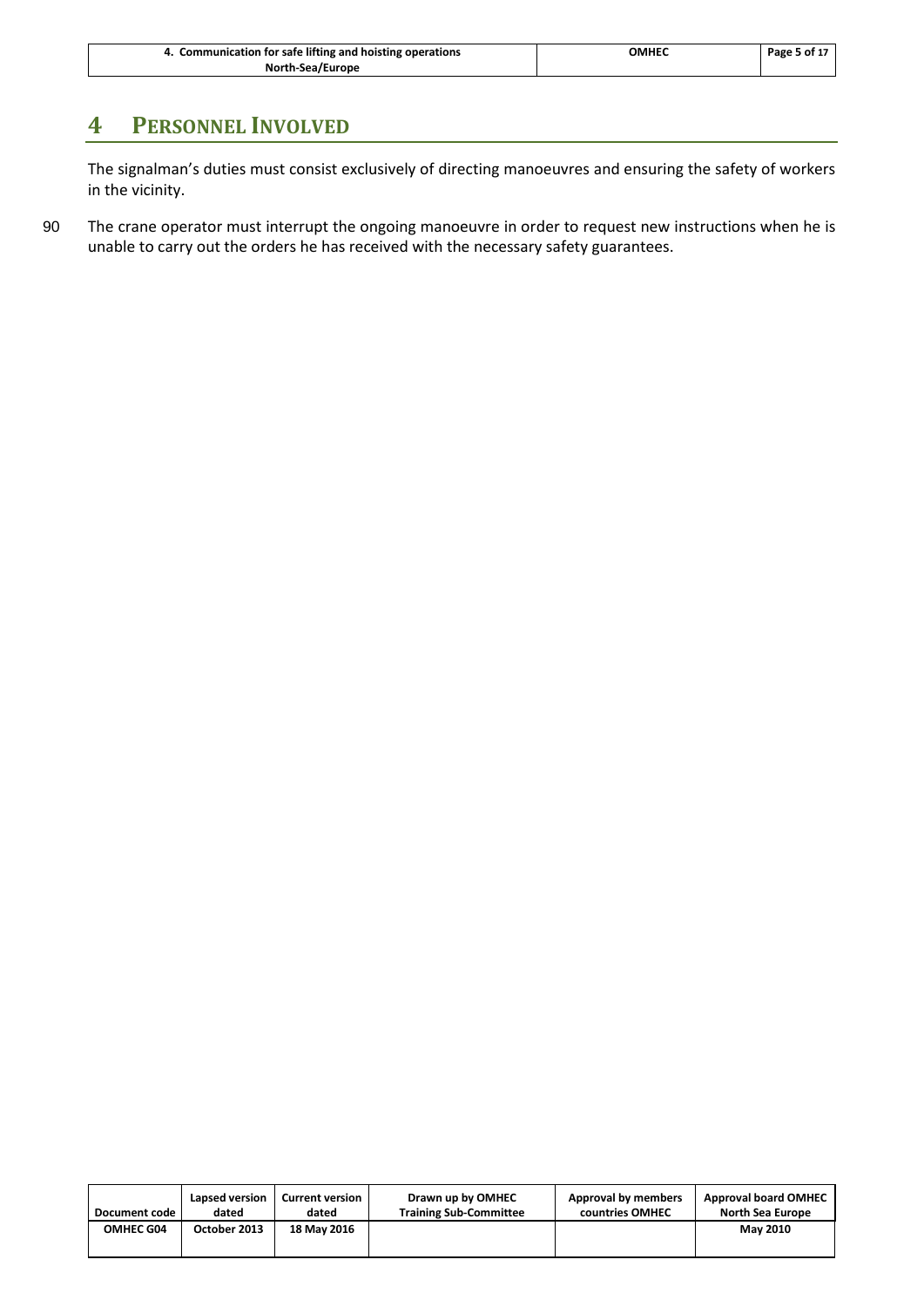# 4 PERSONNEL INVOLVED

The signalman's duties must consist exclusively of directing manoeuvres and ensuring the safety of workers in the vicinity.

The crane operator must interrupt the ongoing manoeuvre in order to request new instructions when he is unable to carry out the orders he has received with the necessary safety guarantees.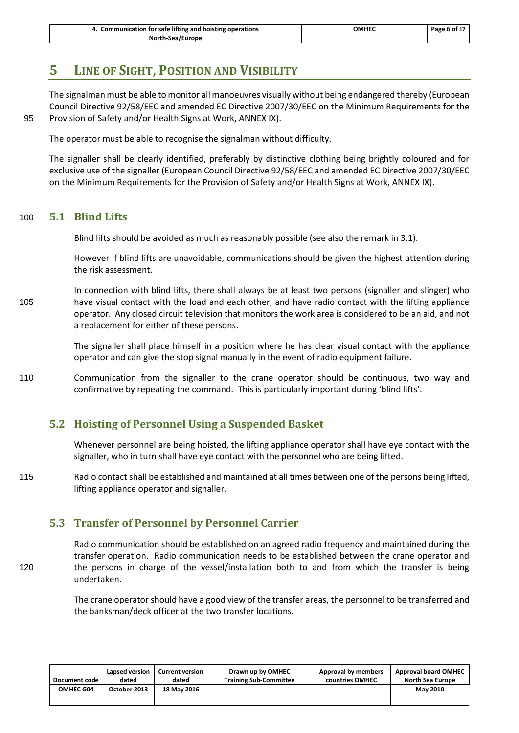# 5 LINE OF SIGHT, POSITION AND VISIBILITY

The signalman must be able to monitor all manoeuvres visually without being endangered thereby (European Council Directive 92/58/EEC and amended EC Directive 2007/30/EEC on the Minimum Requirements for the Provision of Safety and/or Health Signs at Work, ANNEX IX).

The operator must be able to recognise the signalman without difficulty.

The signaller shall be clearly identified, preferably by distinctive clothing being brightly coloured and for exclusive use of the signaller (European Council Directive 92/58/EEC and amended EC Directive 2007/30/EEC on the Minimum Requirements for the Provision of Safety and/or Health Signs at Work, ANNEX IX).

## 5.1 Blind Lifts

Blind lifts should be avoided as much as reasonably possible (see also the remark in 3.1).

However if blind lifts are unavoidable, communications should be given the highest attention during the risk assessment.

In connection with blind lifts, there shall always be at least two persons (signaller and slinger) who have visual contact with the load and each other, and have radio contact with the lifting appliance operator. Any closed circuit television that monitors the work area is considered to be an aid, and not a replacement for either of these persons.

The signaller shall place himself in a position where he has clear visual contact with the appliance operator and can give the stop signal manually in the event of radio equipment failure.

Communication from the signaller to the crane operator should be continuous, two way and confirmative by repeating the command. This is particularly important during 'blind lifts'.

## 5.2 Hoisting of Personnel Using a Suspended Basket

Whenever personnel are being hoisted, the lifting appliance operator shall have eye contact with the signaller, who in turn shall have eye contact with the personnel who are being lifted.

Radio contact shall be established and maintained at all times between one of the persons being lifted, lifting appliance operator and signaller.

## 5.3 Transfer of Personnel by Personnel Carrier

Radio communication should be established on an agreed radio frequency and maintained during the transfer operation. Radio communication needs to be established between the crane operator and the persons in charge of the vessel/installation both to and from which the transfer is being undertaken.

The crane operator should have a good view of the transfer areas, the personnel to be transferred and the banksman/deck officer at the two transfer locations.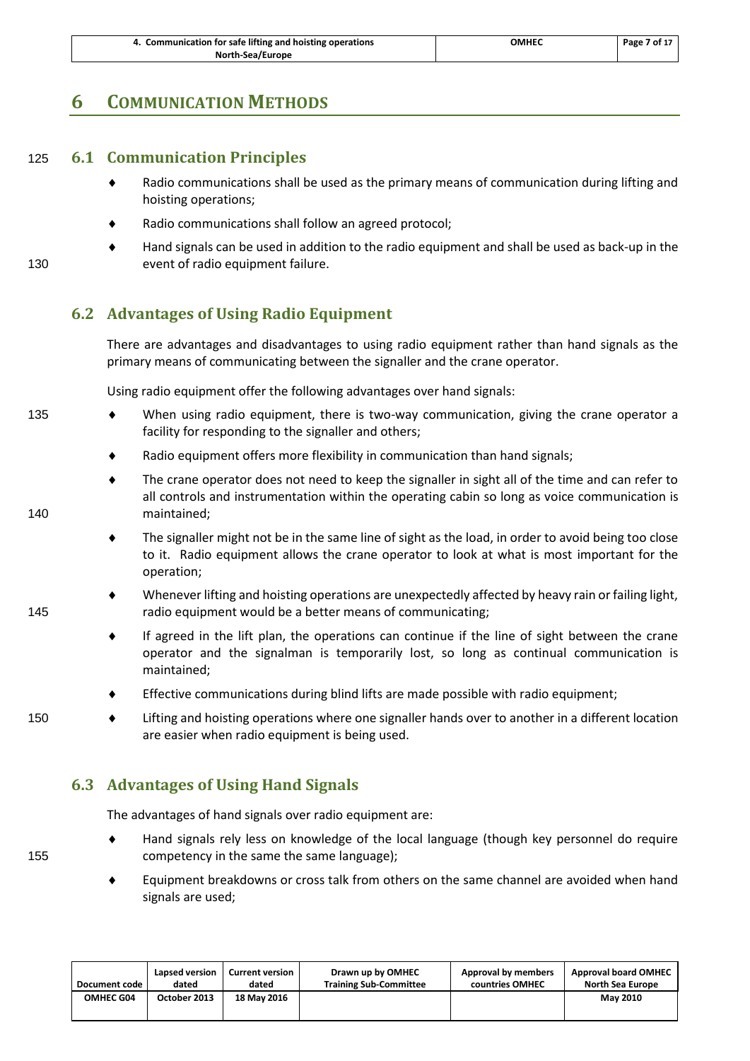# 6 COMMUNICATION METHODS

## 6.1 Communication Principles

- Radio communications shall be used as the primary means of communication during lifting and hoisting operations;
- Radio communications shall follow an agreed protocol;
- Hand signals can be used in addition to the radio equipment and shall be used as back-up in the event of radio equipment failure.

## 6.2 Advantages of Using Radio Equipment

There are advantages and disadvantages to using radio equipment rather than hand signals as the primary means of communicating between the signaller and the crane operator.

Using radio equipment offer the following advantages over hand signals:

- When using radio equipment, there is two-way communication, giving the crane operator a facility for responding to the signaller and others;
- Radio equipment offers more flexibility in communication than hand signals;
- The crane operator does not need to keep the signaller in sight all of the time and can refer to all controls and instrumentation within the operating cabin so long as voice communication is maintained;
- The signaller might not be in the same line of sight as the load, in order to avoid being too close to it. Radio equipment allows the crane operator to look at what is most important for the operation;
- Whenever lifting and hoisting operations are unexpectedly affected by heavy rain or failing light, radio equipment would be a better means of communicating;
- If agreed in the lift plan, the operations can continue if the line of sight between the crane operator and the signalman is temporarily lost, so long as continual communication is maintained;
- Effective communications during blind lifts are made possible with radio equipment;
- Lifting and hoisting operations where one signaller hands over to another in a different location are easier when radio equipment is being used.

## 6.3 Advantages of Using Hand Signals

The advantages of hand signals over radio equipment are:

- Hand signals rely less on knowledge of the local language (though key personnel do require competency in the same the same language);
- Equipment breakdowns or cross talk from others on the same channel are avoided when hand signals are used;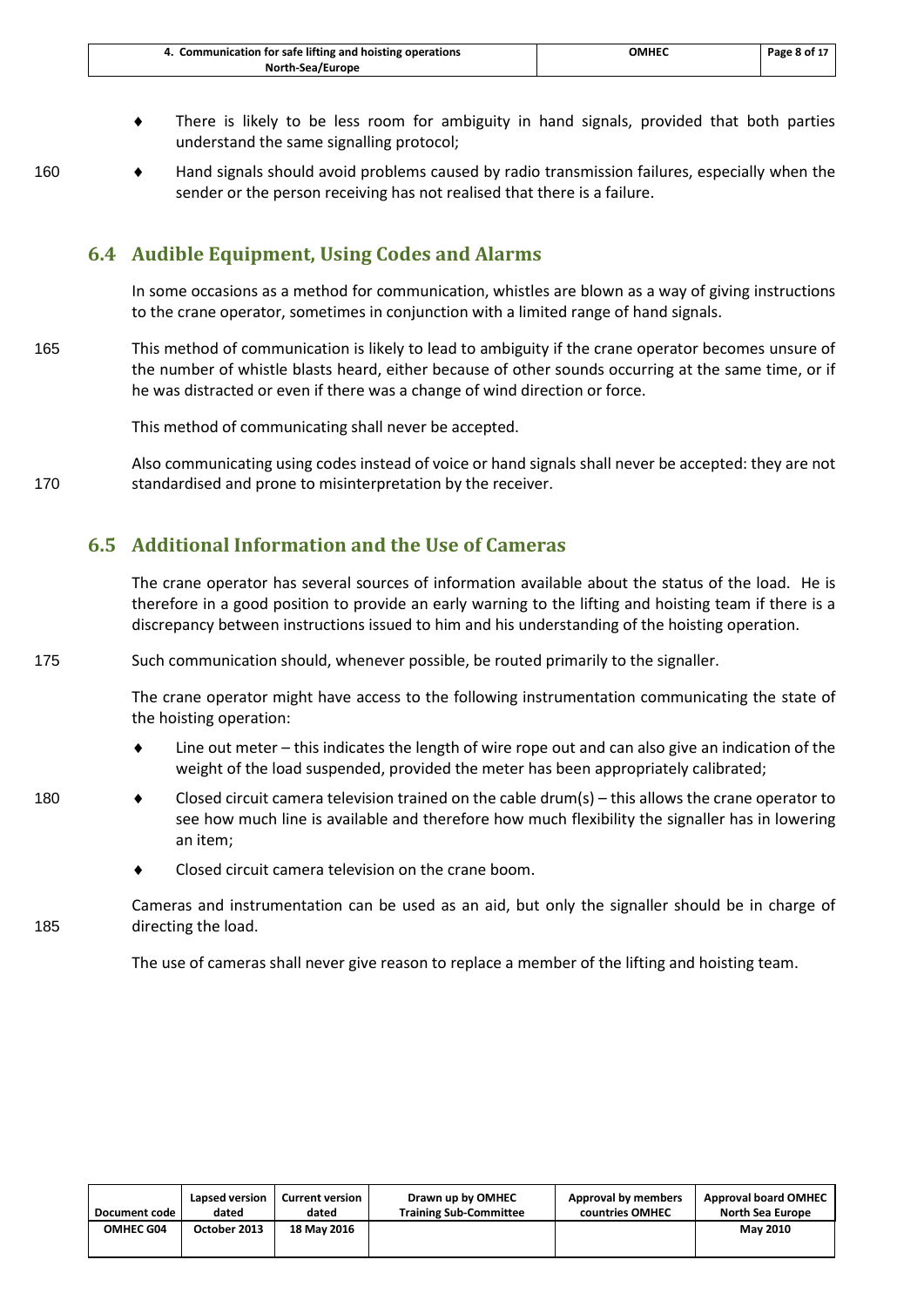- There is likely to be less room for ambiguity in hand signals, provided that both parties understand the same signalling protocol;
- Hand signals should avoid problems caused by radio transmission failures, especially when the sender or the person receiving has not realised that there is a failure.

## 6.4 Audible Equipment, Using Codes and Alarms

In some occasions as a method for communication, whistles are blown as a way of giving instructions to the crane operator, sometimes in conjunction with a limited range of hand signals.

This method of communication is likely to lead to ambiguity if the crane operator becomes unsure of the number of whistle blasts heard, either because of other sounds occurring at the same time, or if he was distracted or even if there was a change of wind direction or force.

This method of communicating shall never be accepted.

Also communicating using codes instead of voice or hand signals shall never be accepted: they are not standardised and prone to misinterpretation by the receiver.

## 6.5 Additional Information and the Use of Cameras

The crane operator has several sources of information available about the status of the load. He is therefore in a good position to provide an early warning to the lifting and hoisting team if there is a discrepancy between instructions issued to him and his understanding of the hoisting operation.

Such communication should, whenever possible, be routed primarily to the signaller.

The crane operator might have access to the following instrumentation communicating the state of the hoisting operation:

- Line out meter – this indicates the length of wire rope out and can also give an indication of the weight of the load suspended, provided the meter has been appropriately calibrated;
- Closed circuit camera television trained on the cable drum(s) – this allows the crane operator to see how much line is available and therefore how much flexibility the signaller has in lowering an item;
- Closed circuit camera television on the crane boom.

Cameras and instrumentation can be used as an aid, but only the signaller should be in charge of directing the load.

The use of cameras shall never give reason to replace a member of the lifting and hoisting team.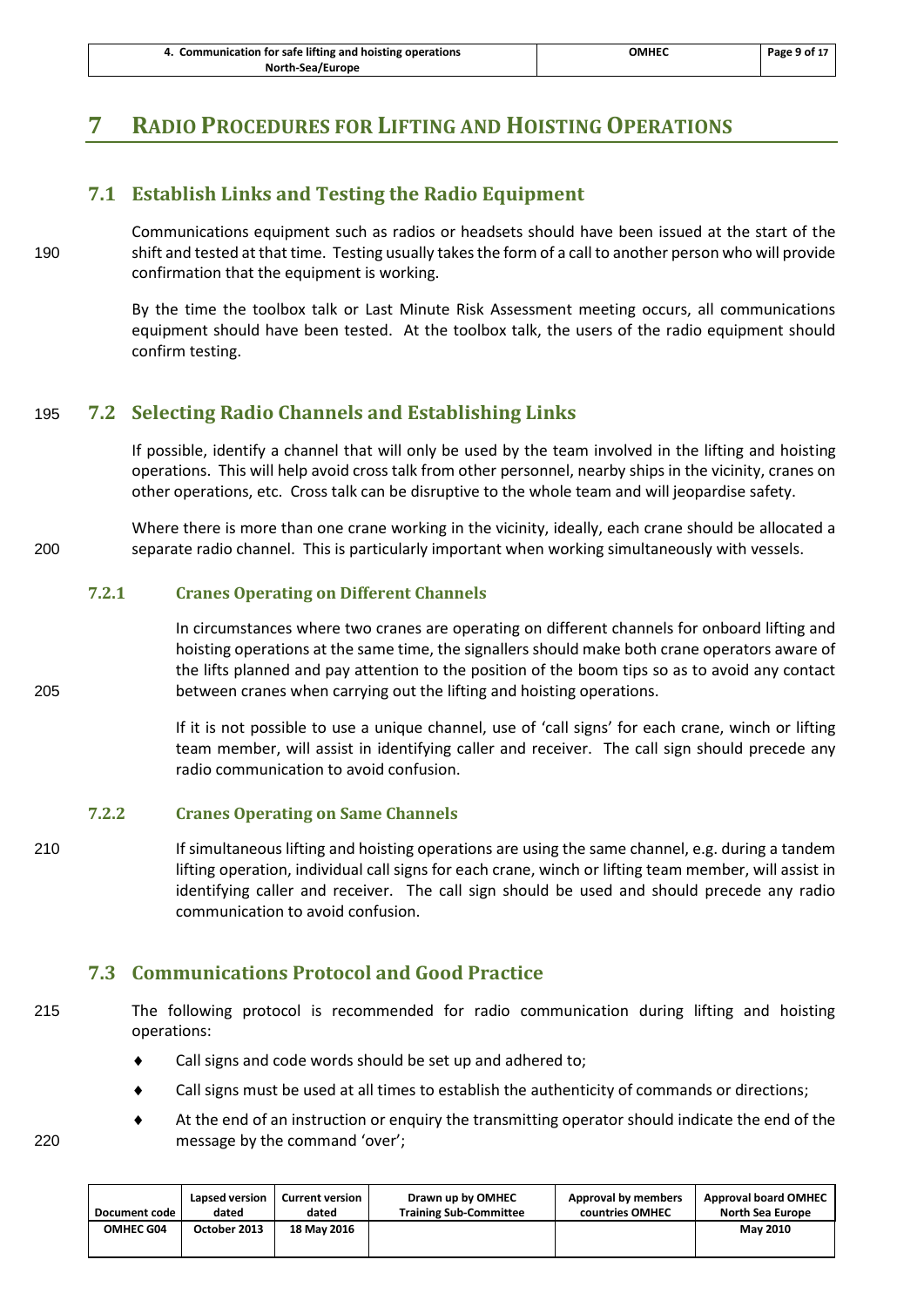# 7 Radio Procedures for Lifting and Hoisting Operations

## 7.1 Establish Links and Testing the Radio Equipment

Communications equipment such as radios or headsets should have been issued at the start of the shift and tested at that time. Testing usually takes the form of a call to another person who will provide confirmation that the equipment is working.

By the time the toolbox talk or Last Minute Risk Assessment meeting occurs, all communications equipment should have been tested. At the toolbox talk, the users of the radio equipment should confirm testing.

## 7.2 Selecting Radio Channels and Establishing Links

If possible, identify a channel that will only be used by the team involved in the lifting and hoisting operations. This will help avoid cross talk from other personnel, nearby ships in the vicinity, cranes on other operations, etc. Cross talk can be disruptive to the whole team and will jeopardise safety.

Where there is more than one crane working in the vicinity, ideally, each crane should be allocated a separate radio channel. This is particularly important when working simultaneously with vessels.

### 7.2.1 Cranes Operating on Different Channels

In circumstances where two cranes are operating on different channels for onboard lifting and hoisting operations at the same time, the signallers should make both crane operators aware of the lifts planned and pay attention to the position of the boom tips so as to avoid any contact between cranes when carrying out the lifting and hoisting operations.

If it is not possible to use a unique channel, use of 'call signs' for each crane, winch or lifting team member, will assist in identifying caller and receiver. The call sign should precede any radio communication to avoid confusion.

### 7.2.2 Cranes Operating on Same Channels

If simultaneous lifting and hoisting operations are using the same channel, e.g. during a tandem lifting operation, individual call signs for each crane, winch or lifting team member, will assist in identifying caller and receiver. The call sign should be used and should precede any radio communication to avoid confusion.

## 7.3 Communications Protocol and Good Practice

The following protocol is recommended for radio communication during lifting and hoisting operations:

- Call signs and code words should be set up and adhered to;
- Call signs must be used at all times to establish the authenticity of commands or directions;
- At the end of an instruction or enquiry the transmitting operator should indicate the end of the message by the command 'over';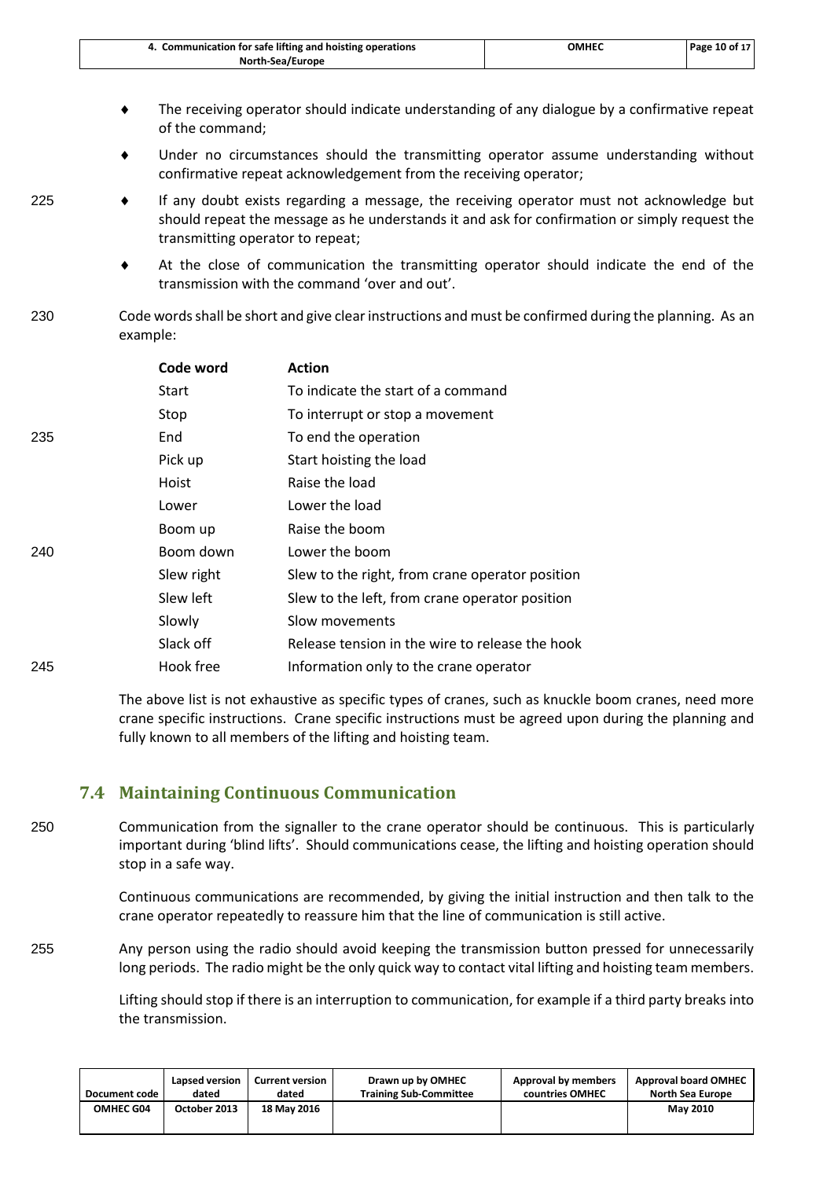- The receiving operator should indicate understanding of any dialogue by a confirmative repeat of the command;
- Under no circumstances should the transmitting operator assume understanding without confirmative repeat acknowledgement from the receiving operator;
- If any doubt exists regarding a message, the receiving operator must not acknowledge but should repeat the message as he understands it and ask for confirmation or simply request the transmitting operator to repeat;
- At the close of communication the transmitting operator should indicate the end of the transmission with the command 'over and out'.

Code words shall be short and give clear instructions and must be confirmed during the planning. As an example:

| Code word | Action |
|---|---|
| Start | To indicate the start of a command |
| Stop | To interrupt or stop a movement |
| End | To end the operation |
| Pick up | Start hoisting the load |
| Hoist | Raise the load |
| Lower | Lower the load |
| Boom up | Raise the boom |
| Boom down | Lower the boom |
| Slew right | Slew to the right, from crane operator position |
| Slew left | Slew to the left, from crane operator position |
| Slowly | Slow movements |
| Slack off | Release tension in the wire to release the hook |
| Hook free | Information only to the crane operator |

The above list is not exhaustive as specific types of cranes, such as knuckle boom cranes, need more crane specific instructions. Crane specific instructions must be agreed upon during the planning and fully known to all members of the lifting and hoisting team.

## 7.4 Maintaining Continuous Communication

Communication from the signaller to the crane operator should be continuous. This is particularly important during 'blind lifts'. Should communications cease, the lifting and hoisting operation should stop in a safe way.

Continuous communications are recommended, by giving the initial instruction and then talk to the crane operator repeatedly to reassure him that the line of communication is still active.

Any person using the radio should avoid keeping the transmission button pressed for unnecessarily long periods. The radio might be the only quick way to contact vital lifting and hoisting team members.

Lifting should stop if there is an interruption to communication, for example if a third party breaks into the transmission.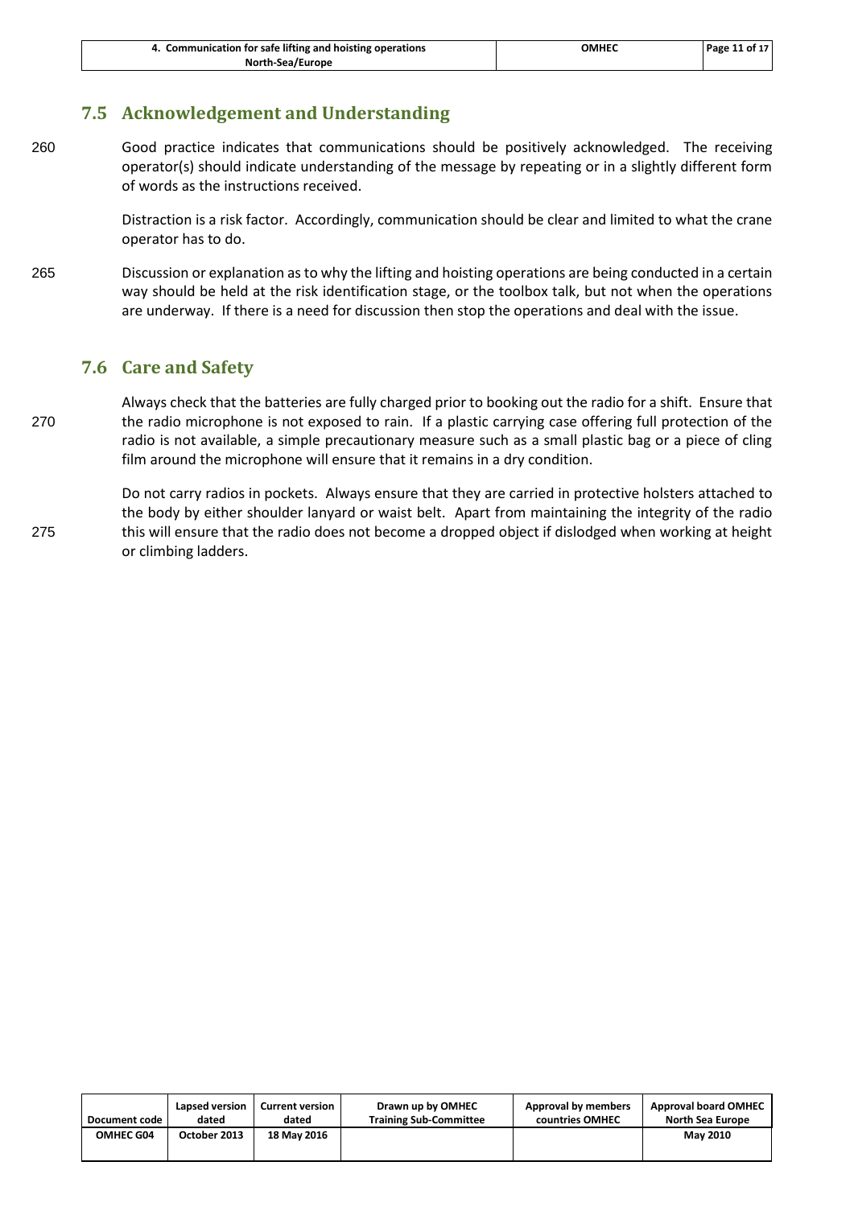## 7.5 Acknowledgement and Understanding

Good practice indicates that communications should be positively acknowledged. The receiving operator(s) should indicate understanding of the message by repeating or in a slightly different form of words as the instructions received.

Distraction is a risk factor. Accordingly, communication should be clear and limited to what the crane operator has to do.

Discussion or explanation as to why the lifting and hoisting operations are being conducted in a certain way should be held at the risk identification stage, or the toolbox talk, but not when the operations are underway. If there is a need for discussion then stop the operations and deal with the issue.

## 7.6 Care and Safety

Always check that the batteries are fully charged prior to booking out the radio for a shift. Ensure that the radio microphone is not exposed to rain. If a plastic carrying case offering full protection of the radio is not available, a simple precautionary measure such as a small plastic bag or a piece of cling film around the microphone will ensure that it remains in a dry condition.

Do not carry radios in pockets. Always ensure that they are carried in protective holsters attached to the body by either shoulder lanyard or waist belt. Apart from maintaining the integrity of the radio this will ensure that the radio does not become a dropped object if dislodged when working at height or climbing ladders.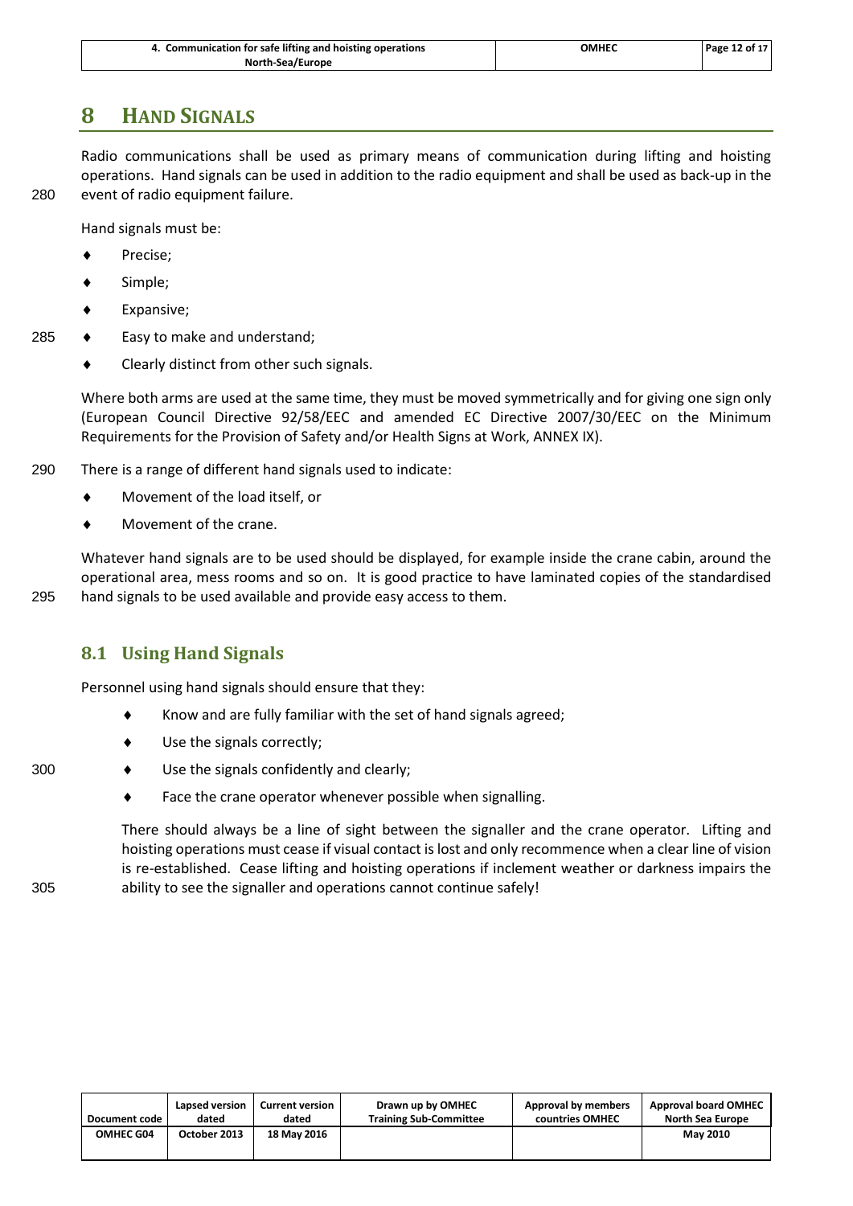# 8 HAND SIGNALS

Radio communications shall be used as primary means of communication during lifting and hoisting operations. Hand signals can be used in addition to the radio equipment and shall be used as back-up in the event of radio equipment failure.

Hand signals must be:

- Precise;
- Simple;
- Expansive;
- Easy to make and understand;
- Clearly distinct from other such signals.

Where both arms are used at the same time, they must be moved symmetrically and for giving one sign only (European Council Directive 92/58/EEC and amended EC Directive 2007/30/EEC on the Minimum Requirements for the Provision of Safety and/or Health Signs at Work, ANNEX IX).

There is a range of different hand signals used to indicate:

- Movement of the load itself, or
- Movement of the crane.

Whatever hand signals are to be used should be displayed, for example inside the crane cabin, around the operational area, mess rooms and so on. It is good practice to have laminated copies of the standardised hand signals to be used available and provide easy access to them.

## 8.1 Using Hand Signals

Personnel using hand signals should ensure that they:

- Know and are fully familiar with the set of hand signals agreed;
- Use the signals correctly;
- Use the signals confidently and clearly;
- Face the crane operator whenever possible when signalling.

There should always be a line of sight between the signaller and the crane operator. Lifting and hoisting operations must cease if visual contact is lost and only recommence when a clear line of vision is re-established. Cease lifting and hoisting operations if inclement weather or darkness impairs the ability to see the signaller and operations cannot continue safely!

| Document code | Lapsed version dated | Current version dated | Drawn up by OMHEC Training Sub-Committee | Approval by members countries OMHEC | Approval board OMHEC North Sea Europe |
|---|---|---|---|---|---|
| OMHEC G04 | October 2013 | 18 May 2016 | | | May 2010 |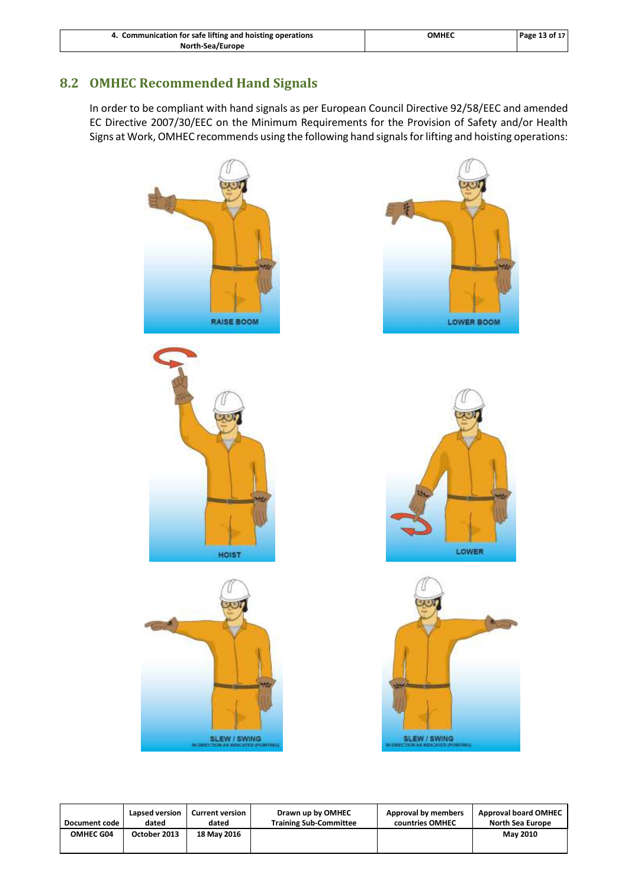## 8.2 OMHEC Recommended Hand Signals

In order to be compliant with hand signals as per European Council Directive 92/58/EEC and amended EC Directive 2007/30/EEC on the Minimum Requirements for the Provision of Safety and/or Health Signs at Work, OMHEC recommends using the following hand signals for lifting and hoisting operations:

RAISE BOOM

LOWER BOOM

HOIST

LOWER

SLEW / SWING
IN DIRECTION AS INDICATED (POINTING)

SLEW / SWING
IN DIRECTION AS INDICATED (POINTING)

| Document code | Lapsed version dated | Current version dated | Drawn up by OMHEC Training Sub-Committee | Approval by members countries OMHEC | Approval board OMHEC North Sea Europe |
|---|---|---|---|---|---|
| OMHEC G04 | October 2013 | 18 May 2016 | | | May 2010 |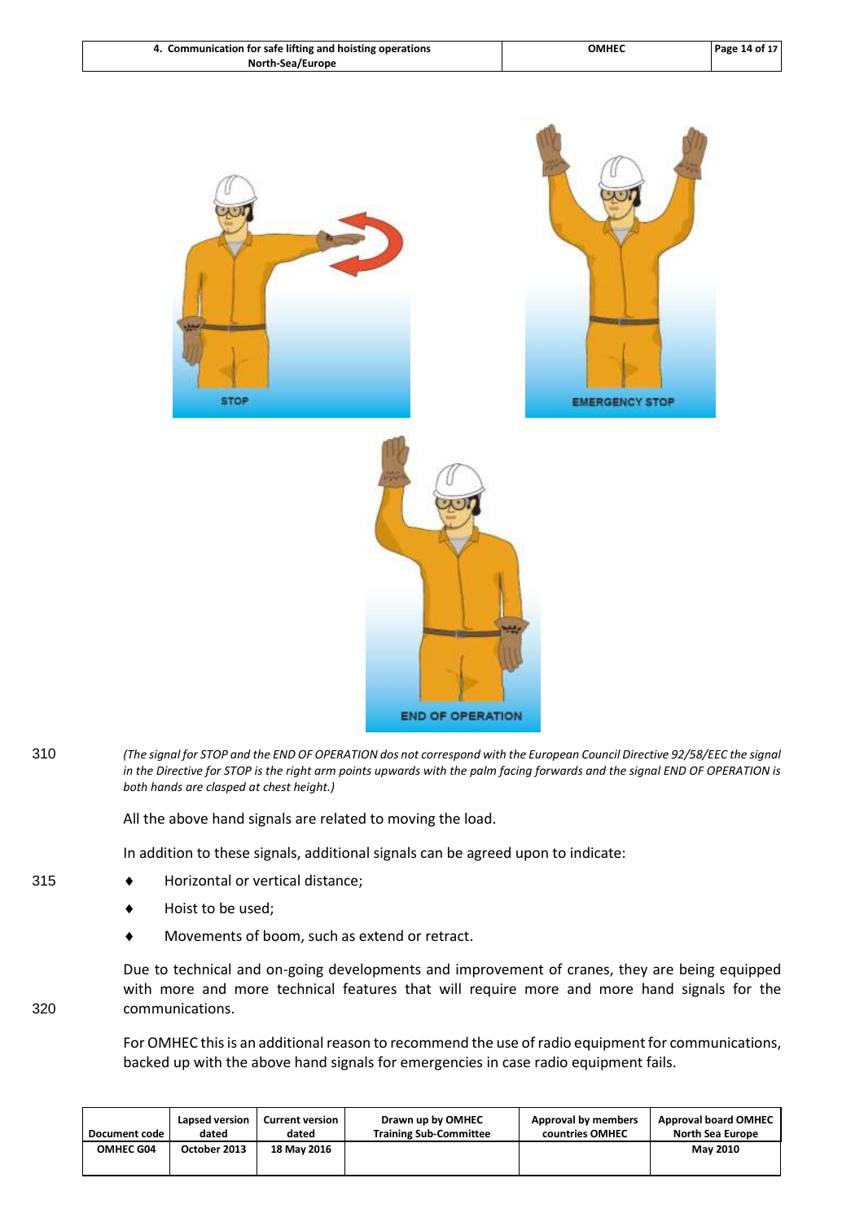STOP

EMERGENCY STOP

END OF OPERATION

*(The signal for STOP and the END OF OPERATION dos not correspond with the European Council Directive 92/58/EEC the signal in the Directive for STOP is the right arm points upwards with the palm facing forwards and the signal END OF OPERATION is both hands are clasped at chest height.)*

All the above hand signals are related to moving the load.

In addition to these signals, additional signals can be agreed upon to indicate:

- Horizontal or vertical distance;
- Hoist to be used;
- Movements of boom, such as extend or retract.

Due to technical and on-going developments and improvement of cranes, they are being equipped with more and more technical features that will require more and more hand signals for the communications.

For OMHEC this is an additional reason to recommend the use of radio equipment for communications, backed up with the above hand signals for emergencies in case radio equipment fails.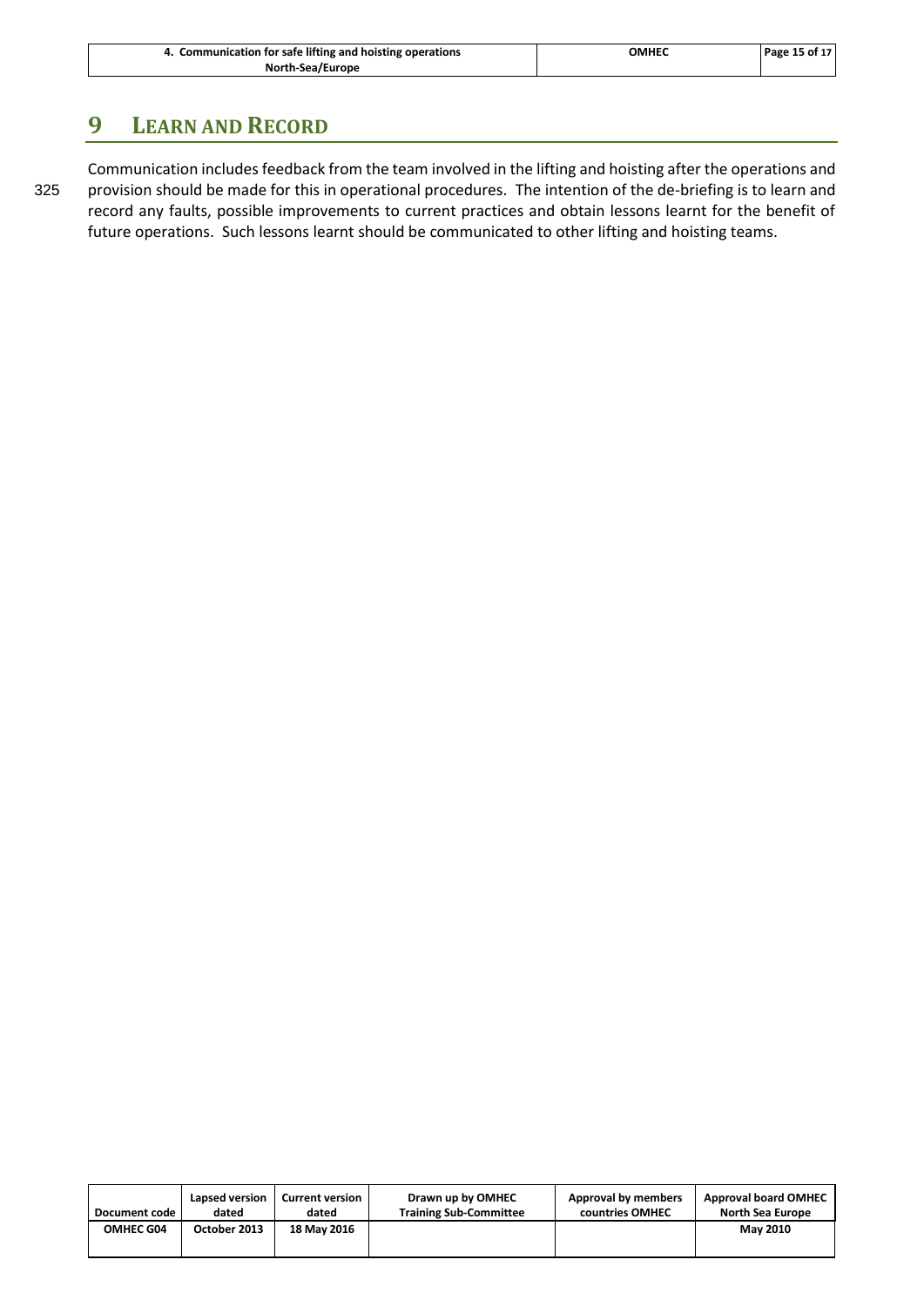# 9 LEARN AND RECORD

Communication includes feedback from the team involved in the lifting and hoisting after the operations and provision should be made for this in operational procedures. The intention of the de-briefing is to learn and record any faults, possible improvements to current practices and obtain lessons learnt for the benefit of future operations. Such lessons learnt should be communicated to other lifting and hoisting teams.

| Document code | Lapsed version dated | Current version dated | Drawn up by OMHEC Training Sub-Committee | Approval by members countries OMHEC | Approval board OMHEC North Sea Europe |
|---|---|---|---|---|---|
| OMHEC G04 | October 2013 | 18 May 2016 | | | May 2010 |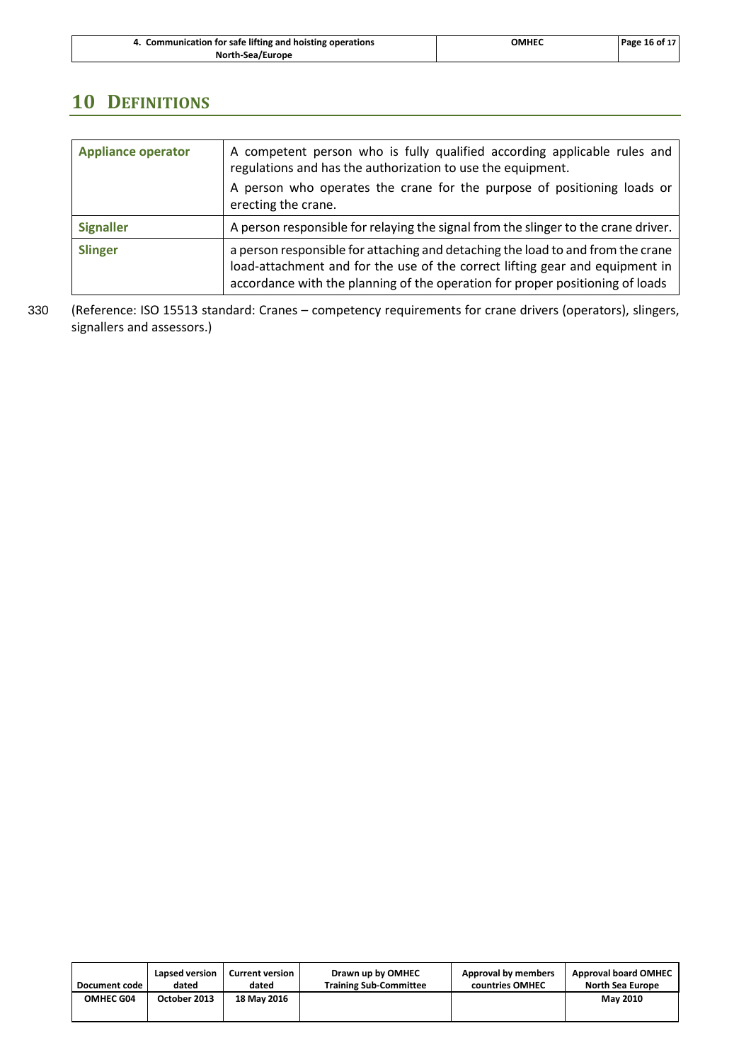# 10 Definitions

| | |
|---|---|
| **Appliance operator** | A competent person who is fully qualified according applicable rules and regulations and has the authorization to use the equipment.<br>A person who operates the crane for the purpose of positioning loads or erecting the crane. |
| **Signaller** | A person responsible for relaying the signal from the slinger to the crane driver. |
| **Slinger** | a person responsible for attaching and detaching the load to and from the crane load-attachment and for the use of the correct lifting gear and equipment in accordance with the planning of the operation for proper positioning of loads |

(Reference: ISO 15513 standard: Cranes – competency requirements for crane drivers (operators), slingers, signallers and assessors.)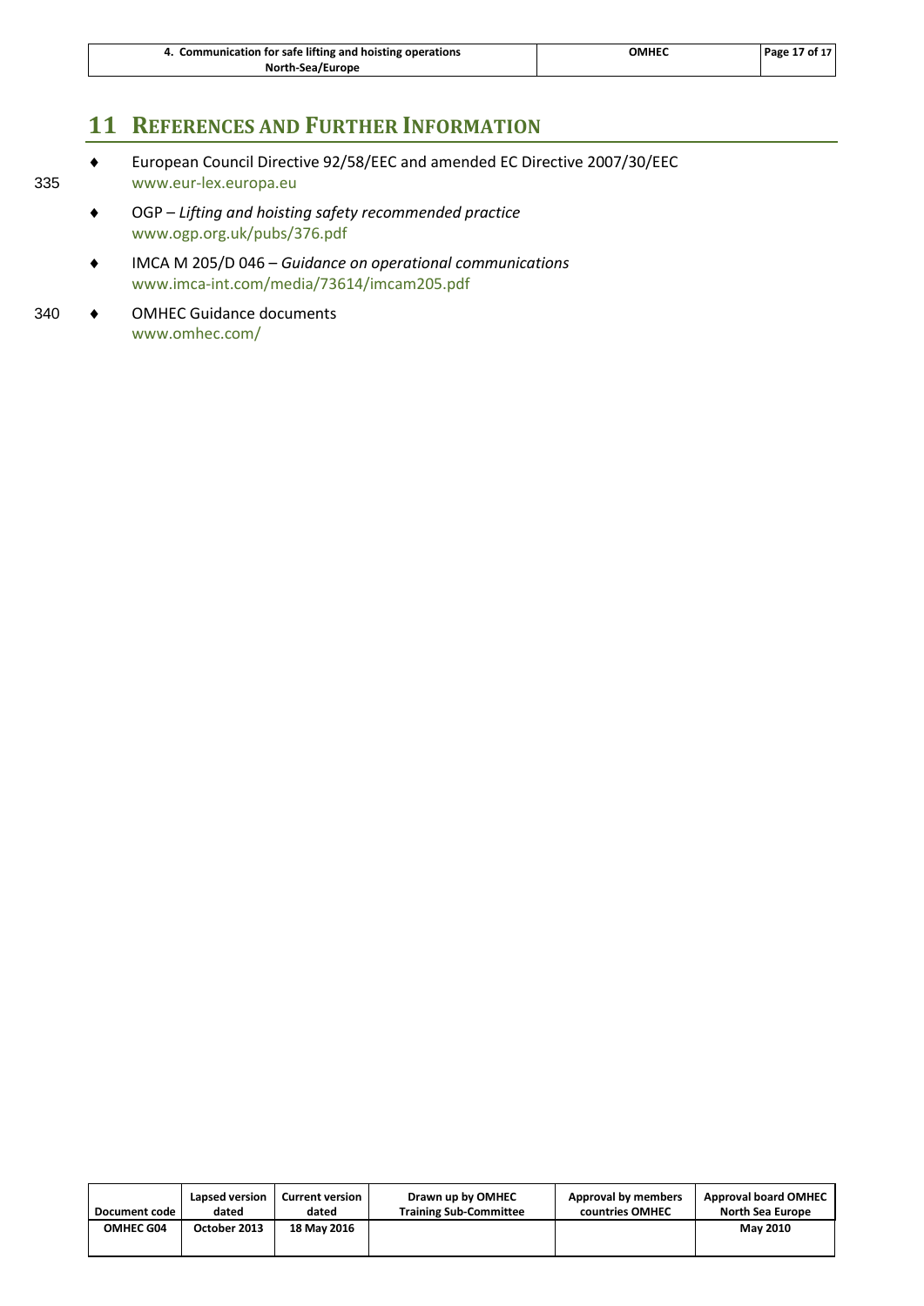# 11 References and Further Information

- European Council Directive 92/58/EEC and amended EC Directive 2007/30/EEC
  www.eur-lex.europa.eu
- OGP – *Lifting and hoisting safety recommended practice*
  www.ogp.org.uk/pubs/376.pdf
- IMCA M 205/D 046 – *Guidance on operational communications*
  www.imca-int.com/media/73614/imcam205.pdf
- OMHEC Guidance documents
  www.omhec.com/